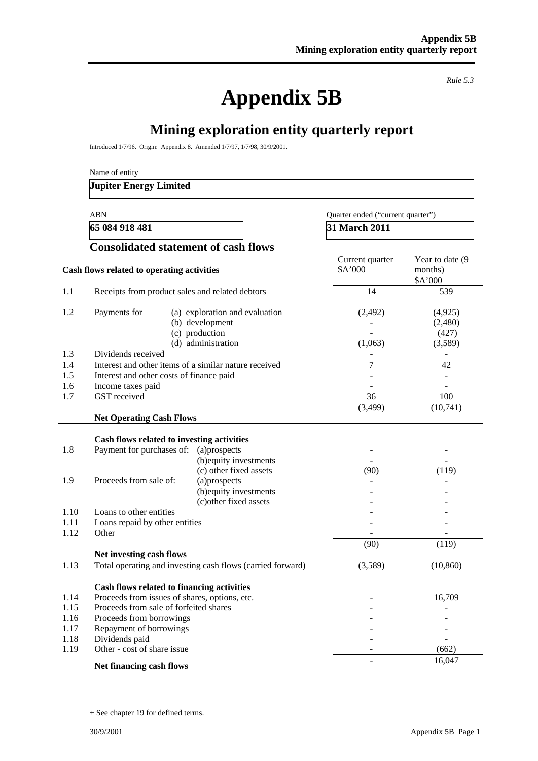*Rule 5.3*

# Appendix 5B

## Mining exploration entity quarterly report

Introduced 1/7/96. Origin: Appendix 8. Amended 1/7/97, 1/7/98, 30/9/2001.

Name of entity

**Jupiter Energy Limited**

| ABN | Quarter ended ("current quarter") |
|---|---|
| **65 084 918 481** | **31 March 2011** |

### Consolidated statement of cash flows

| | Cash flows related to operating activities | | Current quarter $A'000 | Year to date (9 months) $A'000 |
|---|---|---|---|---|
| 1.1 | Receipts from product sales and related debtors | | 14 | 539 |
| 1.2 | Payments for | (a) exploration and evaluation | (2,492) | (4,925) |
| | | (b) development | - | (2,480) |
| | | (c) production | - | (427) |
| | | (d) administration | (1,063) | (3,589) |
| 1.3 | Dividends received | | - | - |
| 1.4 | Interest and other items of a similar nature received | | 7 | 42 |
| 1.5 | Interest and other costs of finance paid | | - | - |
| 1.6 | Income taxes paid | | - | - |
| 1.7 | GST received | | 36 | 100 |
| | **Net Operating Cash Flows** | | (3,499) | (10,741) |
| | **Cash flows related to investing activities** | | | |
| 1.8 | Payment for purchases of: | (a)prospects | - | - |
| | | (b)equity investments | - | - |
| | | (c) other fixed assets | (90) | (119) |
| 1.9 | Proceeds from sale of: | (a)prospects | - | - |
| | | (b)equity investments | - | - |
| | | (c)other fixed assets | - | - |
| 1.10 | Loans to other entities | | - | - |
| 1.11 | Loans repaid by other entities | | - | - |
| 1.12 | Other | | - | - |
| | **Net investing cash flows** | | (90) | (119) |
| 1.13 | Total operating and investing cash flows (carried forward) | | (3,589) | (10,860) |
| | **Cash flows related to financing activities** | | | |
| 1.14 | Proceeds from issues of shares, options, etc. | | - | 16,709 |
| 1.15 | Proceeds from sale of forfeited shares | | - | - |
| 1.16 | Proceeds from borrowings | | - | - |
| 1.17 | Repayment of borrowings | | - | - |
| 1.18 | Dividends paid | | - | - |
| 1.19 | Other - cost of share issue | | - | (662) |
| | **Net financing cash flows** | | - | 16,047 |

+ See chapter 19 for defined terms.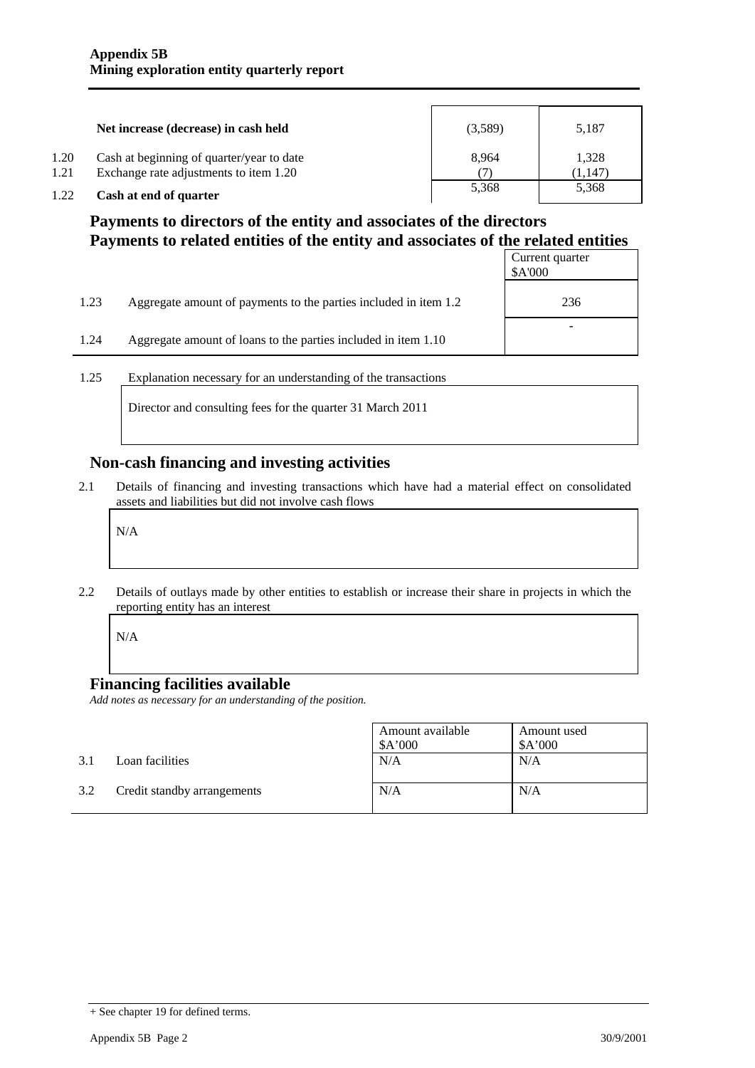| | | | |
|---|---|---|---|
| | **Net increase (decrease) in cash held** | (3,589) | 5,187 |
| 1.20 | Cash at beginning of quarter/year to date | 8,964 | 1,328 |
| 1.21 | Exchange rate adjustments to item 1.20 | (7) | (1,147) |
| 1.22 | **Cash at end of quarter** | 5,368 | 5,368 |

## Payments to directors of the entity and associates of the directors
## Payments to related entities of the entity and associates of the related entities

| | | Current quarter $A'000 |
|---|---|---|
| 1.23 | Aggregate amount of payments to the parties included in item 1.2 | 236 |
| 1.24 | Aggregate amount of loans to the parties included in item 1.10 | - |

1.25 Explanation necessary for an understanding of the transactions

Director and consulting fees for the quarter 31 March 2011

## Non-cash financing and investing activities

2.1 Details of financing and investing transactions which have had a material effect on consolidated assets and liabilities but did not involve cash flows

N/A

2.2 Details of outlays made by other entities to establish or increase their share in projects in which the reporting entity has an interest

N/A

## Financing facilities available

*Add notes as necessary for an understanding of the position.*

| | | Amount available $A'000 | Amount used $A'000 |
|---|---|---|---|
| 3.1 | Loan facilities | N/A | N/A |
| 3.2 | Credit standby arrangements | N/A | N/A |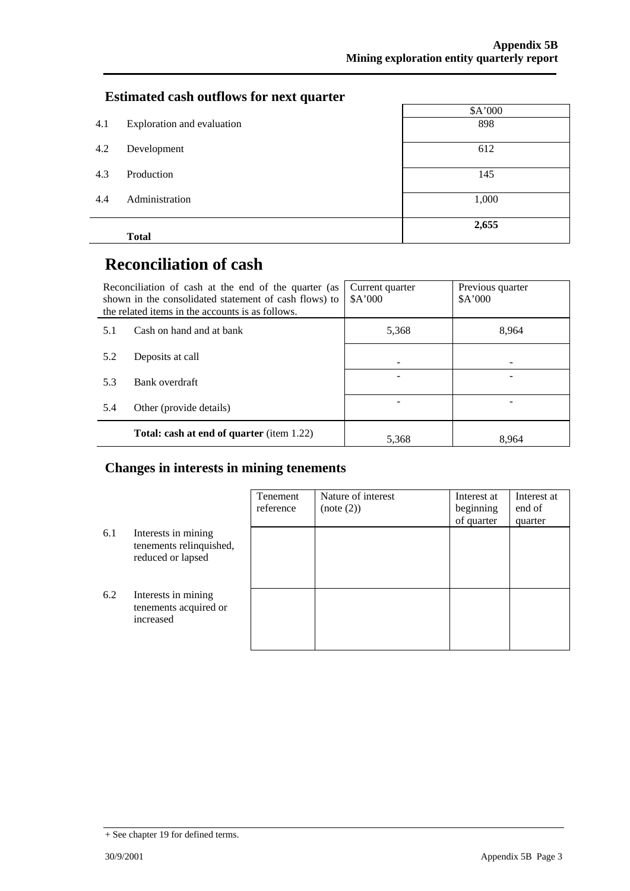## Estimated cash outflows for next quarter

| | | $A'000 |
|---|---|---|
| 4.1 | Exploration and evaluation | 898 |
| 4.2 | Development | 612 |
| 4.3 | Production | 145 |
| 4.4 | Administration | 1,000 |
| | **Total** | **2,655** |

# Reconciliation of cash

| Reconciliation of cash at the end of the quarter (as shown in the consolidated statement of cash flows) to the related items in the accounts is as follows. | | Current quarter $A'000 | Previous quarter $A'000 |
|---|---|---|---|
| 5.1 | Cash on hand and at bank | 5,368 | 8,964 |
| 5.2 | Deposits at call | - | - |
| 5.3 | Bank overdraft | - | - |
| 5.4 | Other (provide details) | - | - |
| | **Total: cash at end of quarter** (item 1.22) | 5,368 | 8,964 |

## Changes in interests in mining tenements

| | | Tenement reference | Nature of interest (note (2)) | Interest at beginning of quarter | Interest at end of quarter |
|---|---|---|---|---|---|
| 6.1 | Interests in mining tenements relinquished, reduced or lapsed | | | | |
| 6.2 | Interests in mining tenements acquired or increased | | | | |

+ See chapter 19 for defined terms.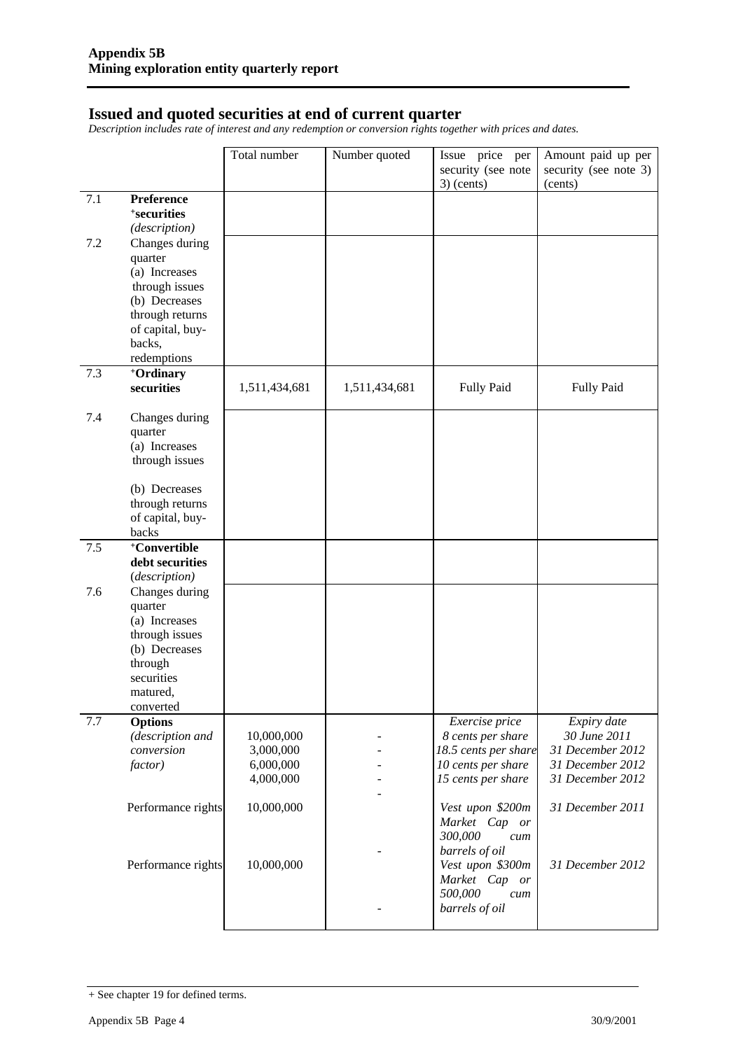## Issued and quoted securities at end of current quarter

*Description includes rate of interest and any redemption or conversion rights together with prices and dates.*

| | | Total number | Number quoted | Issue price per security (see note 3) (cents) | Amount paid up per security (see note 3) (cents) |
|---|---|---|---|---|---|
| 7.1 | **Preference +securities** *(description)* | | | | |
| 7.2 | Changes during quarter (a) Increases through issues (b) Decreases through returns of capital, buy-backs, redemptions | | | | |
| 7.3 | **+Ordinary securities** | 1,511,434,681 | 1,511,434,681 | Fully Paid | Fully Paid |
| 7.4 | Changes during quarter (a) Increases through issues (b) Decreases through returns of capital, buy-backs | | | | |
| 7.5 | **+Convertible debt securities** *(description)* | | | | |
| 7.6 | Changes during quarter (a) Increases through issues (b) Decreases through securities matured, converted | | | | |
| 7.7 | **Options** *(description and conversion factor)* | | | *Exercise price* | *Expiry date* |
| | | 10,000,000 | - | *8 cents per share* | *30 June 2011* |
| | | 3,000,000 | - | *18.5 cents per share* | *31 December 2012* |
| | | 6,000,000 | - | *10 cents per share* | *31 December 2012* |
| | | 4,000,000 | - | *15 cents per share* | *31 December 2012* |
| | Performance rights | 10,000,000 | - | *Vest upon $200m Market Cap or 300,000 cum barrels of oil* | *31 December 2011* |
| | Performance rights | 10,000,000 | - | *Vest upon $300m Market Cap or 500,000 cum barrels of oil* | *31 December 2012* |

+ See chapter 19 for defined terms.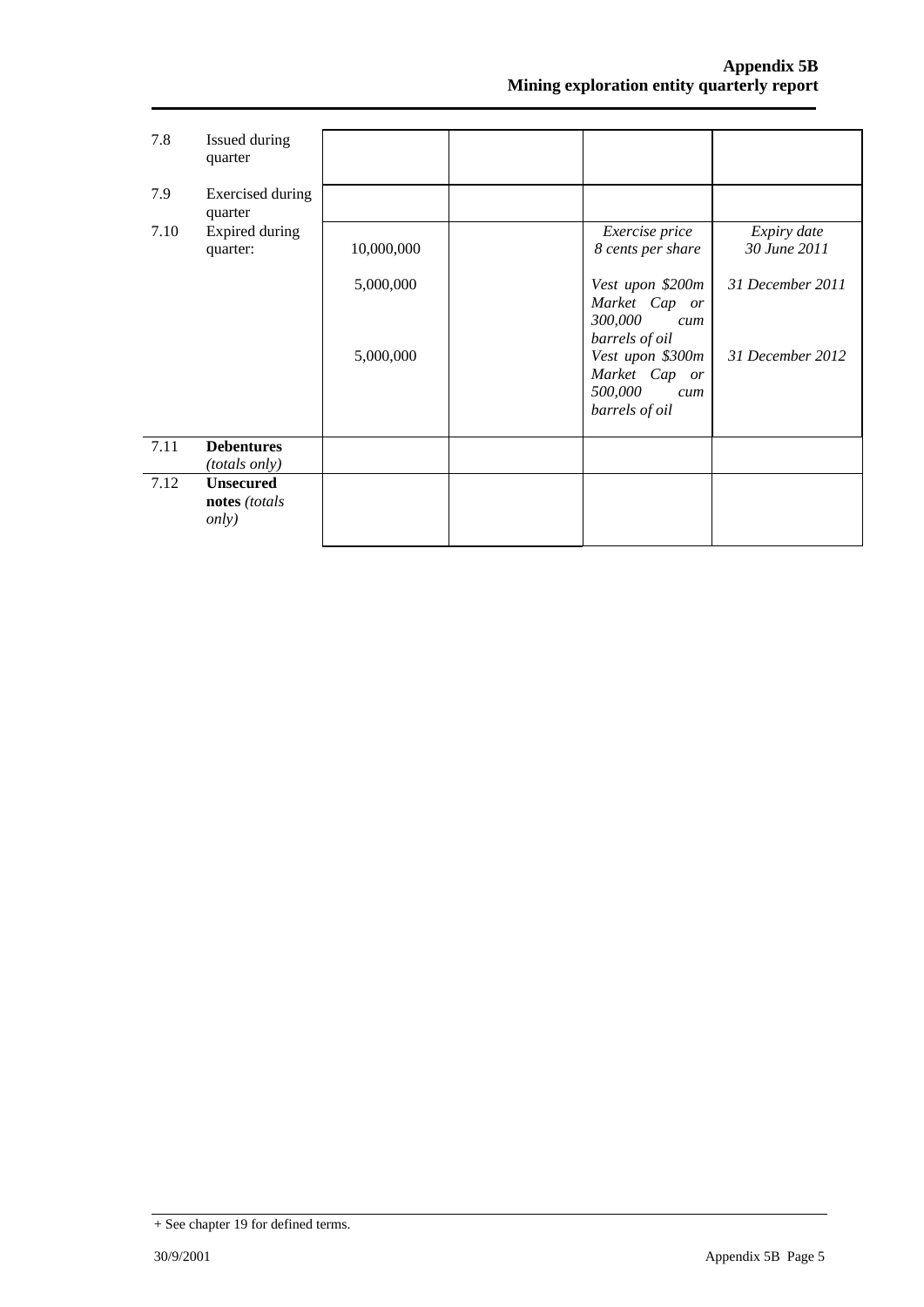| | | | | | |
|---|---|---|---|---|---|
| 7.8 | Issued during quarter | | | | |
| 7.9 | Exercised during quarter | | | | |
| 7.10 | Expired during quarter: | 10,000,000 | | *Exercise price* *8 cents per share* | *Expiry date* *30 June 2011* |
| | | 5,000,000 | | *Vest upon $200m Market Cap or 300,000 cum barrels of oil* | *31 December 2011* |
| | | 5,000,000 | | *Vest upon $300m Market Cap or 500,000 cum barrels of oil* | *31 December 2012* |
| 7.11 | **Debentures** *(totals only)* | | | | |
| 7.12 | **Unsecured notes** *(totals only)* | | | | |

+ See chapter 19 for defined terms.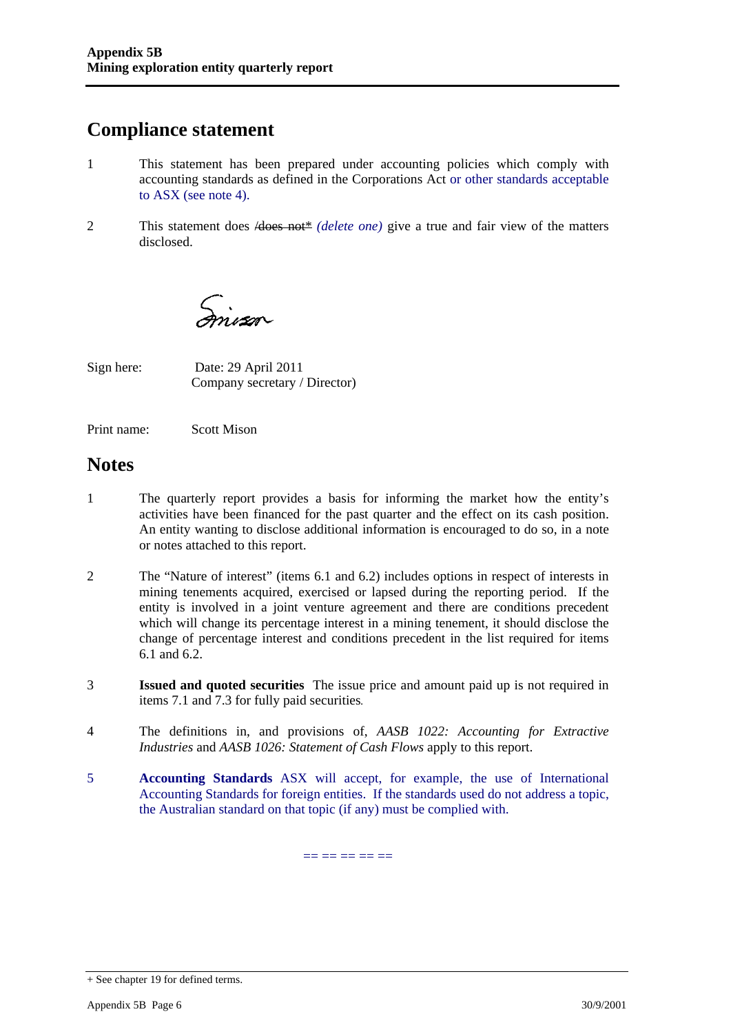## Compliance statement

1 This statement has been prepared under accounting policies which comply with accounting standards as defined in the Corporations Act or other standards acceptable to ASX (see note 4).

2 This statement does /~~does not~~* *(delete one)* give a true and fair view of the matters disclosed.

Sign here: Date: 29 April 2011
Company secretary / Director)

Print name: Scott Mison

## Notes

1 The quarterly report provides a basis for informing the market how the entity's activities have been financed for the past quarter and the effect on its cash position. An entity wanting to disclose additional information is encouraged to do so, in a note or notes attached to this report.

2 The "Nature of interest" (items 6.1 and 6.2) includes options in respect of interests in mining tenements acquired, exercised or lapsed during the reporting period. If the entity is involved in a joint venture agreement and there are conditions precedent which will change its percentage interest in a mining tenement, it should disclose the change of percentage interest and conditions precedent in the list required for items 6.1 and 6.2.

3 **Issued and quoted securities** The issue price and amount paid up is not required in items 7.1 and 7.3 for fully paid securities.

4 The definitions in, and provisions of, *AASB 1022: Accounting for Extractive Industries* and *AASB 1026: Statement of Cash Flows* apply to this report.

5 **Accounting Standards** ASX will accept, for example, the use of International Accounting Standards for foreign entities. If the standards used do not address a topic, the Australian standard on that topic (if any) must be complied with.

== == == == ==

+ See chapter 19 for defined terms.